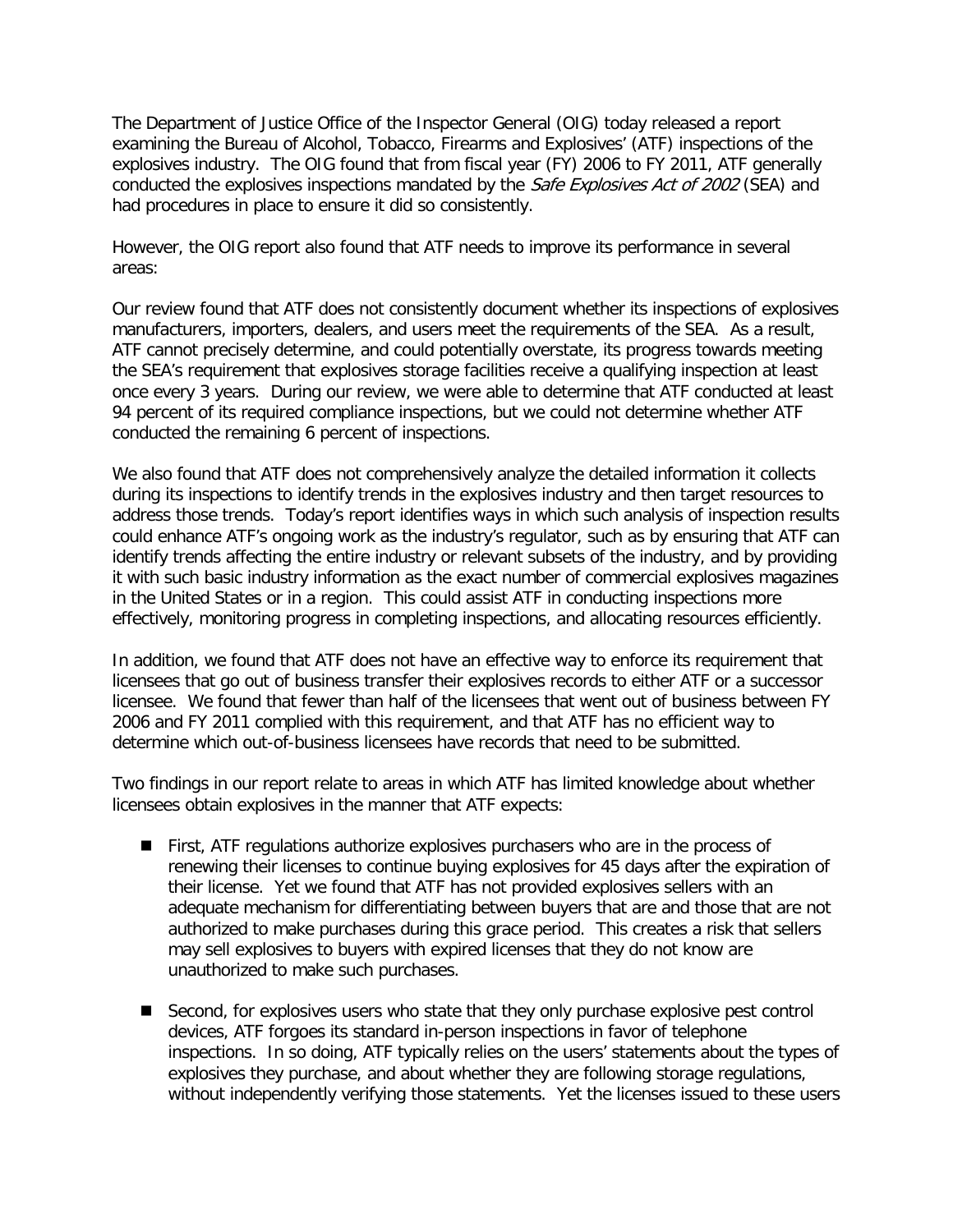The Department of Justice Office of the Inspector General (OIG) today released a report examining the Bureau of Alcohol, Tobacco, Firearms and Explosives' (ATF) inspections of the explosives industry. The OIG found that from fiscal year (FY) 2006 to FY 2011, ATF generally conducted the explosives inspections mandated by the *Safe Explosives Act of 2002* (SEA) and had procedures in place to ensure it did so consistently.

However, the OIG report also found that ATF needs to improve its performance in several areas:

Our review found that ATF does not consistently document whether its inspections of explosives manufacturers, importers, dealers, and users meet the requirements of the SEA. As a result, ATF cannot precisely determine, and could potentially overstate, its progress towards meeting the SEA's requirement that explosives storage facilities receive a qualifying inspection at least once every 3 years. During our review, we were able to determine that ATF conducted at least 94 percent of its required compliance inspections, but we could not determine whether ATF conducted the remaining 6 percent of inspections.

We also found that ATF does not comprehensively analyze the detailed information it collects during its inspections to identify trends in the explosives industry and then target resources to address those trends. Today's report identifies ways in which such analysis of inspection results could enhance ATF's ongoing work as the industry's regulator, such as by ensuring that ATF can identify trends affecting the entire industry or relevant subsets of the industry, and by providing it with such basic industry information as the exact number of commercial explosives magazines in the United States or in a region. This could assist ATF in conducting inspections more effectively, monitoring progress in completing inspections, and allocating resources efficiently.

In addition, we found that ATF does not have an effective way to enforce its requirement that licensees that go out of business transfer their explosives records to either ATF or a successor licensee. We found that fewer than half of the licensees that went out of business between FY 2006 and FY 2011 complied with this requirement, and that ATF has no efficient way to determine which out-of-business licensees have records that need to be submitted.

Two findings in our report relate to areas in which ATF has limited knowledge about whether licensees obtain explosives in the manner that ATF expects:

- First, ATF regulations authorize explosives purchasers who are in the process of renewing their licenses to continue buying explosives for 45 days after the expiration of their license. Yet we found that ATF has not provided explosives sellers with an adequate mechanism for differentiating between buyers that are and those that are not authorized to make purchases during this grace period. This creates a risk that sellers may sell explosives to buyers with expired licenses that they do not know are unauthorized to make such purchases.

- Second, for explosives users who state that they only purchase explosive pest control devices, ATF forgoes its standard in-person inspections in favor of telephone inspections. In so doing, ATF typically relies on the users' statements about the types of explosives they purchase, and about whether they are following storage regulations, without independently verifying those statements. Yet the licenses issued to these users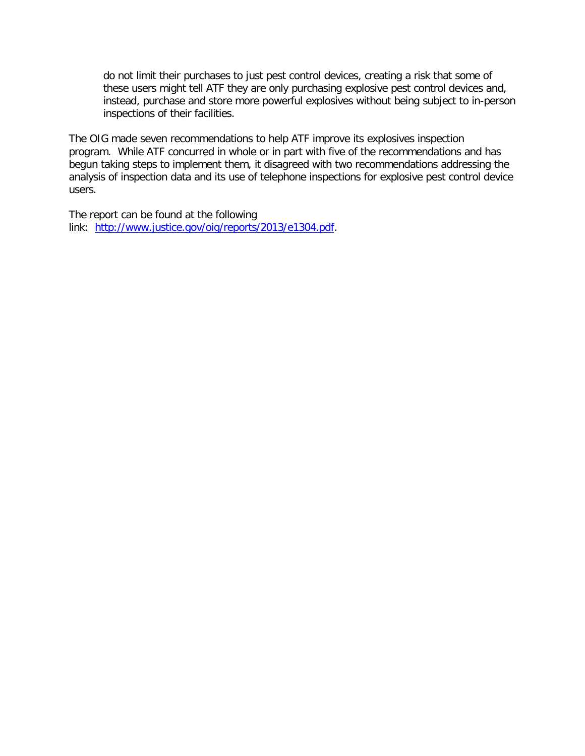do not limit their purchases to just pest control devices, creating a risk that some of these users might tell ATF they are only purchasing explosive pest control devices and, instead, purchase and store more powerful explosives without being subject to in-person inspections of their facilities.

The OIG made seven recommendations to help ATF improve its explosives inspection program. While ATF concurred in whole or in part with five of the recommendations and has begun taking steps to implement them, it disagreed with two recommendations addressing the analysis of inspection data and its use of telephone inspections for explosive pest control device users.

The report can be found at the following link: http://www.justice.gov/oig/reports/2013/e1304.pdf.